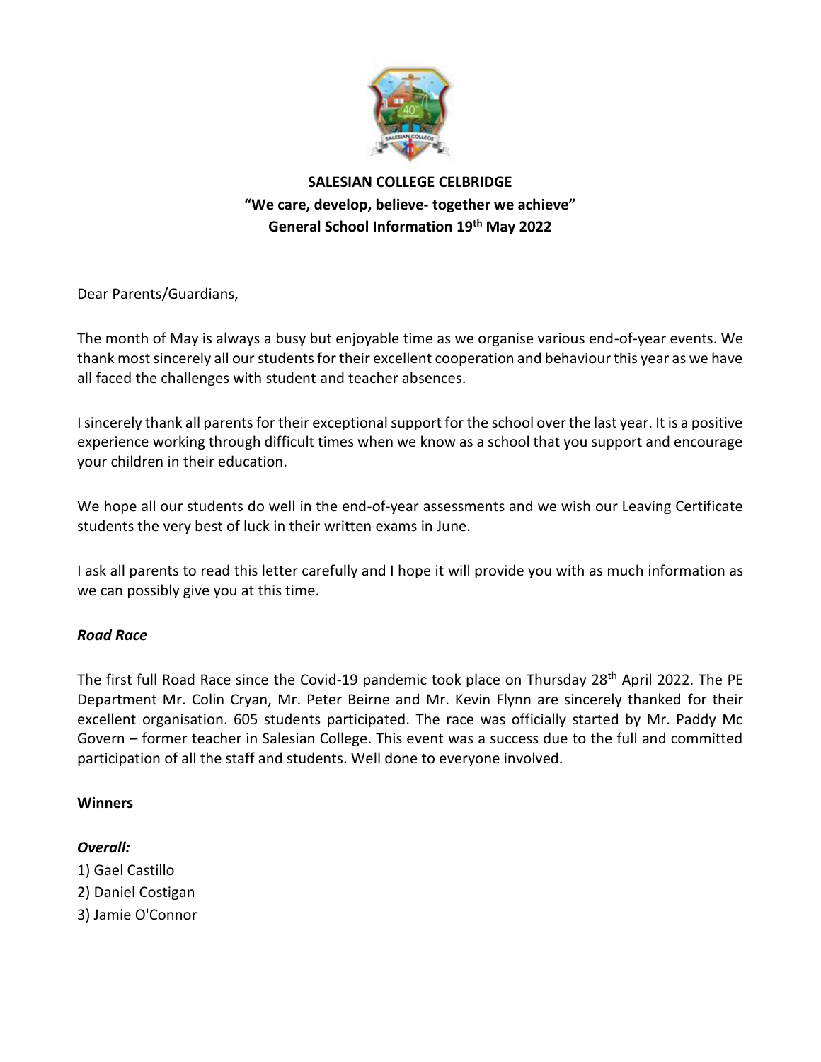**SALESIAN COLLEGE CELBRIDGE**
**"We care, develop, believe- together we achieve"**
**General School Information 19th May 2022**

Dear Parents/Guardians,

The month of May is always a busy but enjoyable time as we organise various end-of-year events. We thank most sincerely all our students for their excellent cooperation and behaviour this year as we have all faced the challenges with student and teacher absences.

I sincerely thank all parents for their exceptional support for the school over the last year. It is a positive experience working through difficult times when we know as a school that you support and encourage your children in their education.

We hope all our students do well in the end-of-year assessments and we wish our Leaving Certificate students the very best of luck in their written exams in June.

I ask all parents to read this letter carefully and I hope it will provide you with as much information as we can possibly give you at this time.

***Road Race***

The first full Road Race since the Covid-19 pandemic took place on Thursday 28th April 2022. The PE Department Mr. Colin Cryan, Mr. Peter Beirne and Mr. Kevin Flynn are sincerely thanked for their excellent organisation. 605 students participated. The race was officially started by Mr. Paddy Mc Govern – former teacher in Salesian College. This event was a success due to the full and committed participation of all the staff and students. Well done to everyone involved.

**Winners**

***Overall:***

1) Gael Castillo
2) Daniel Costigan
3) Jamie O'Connor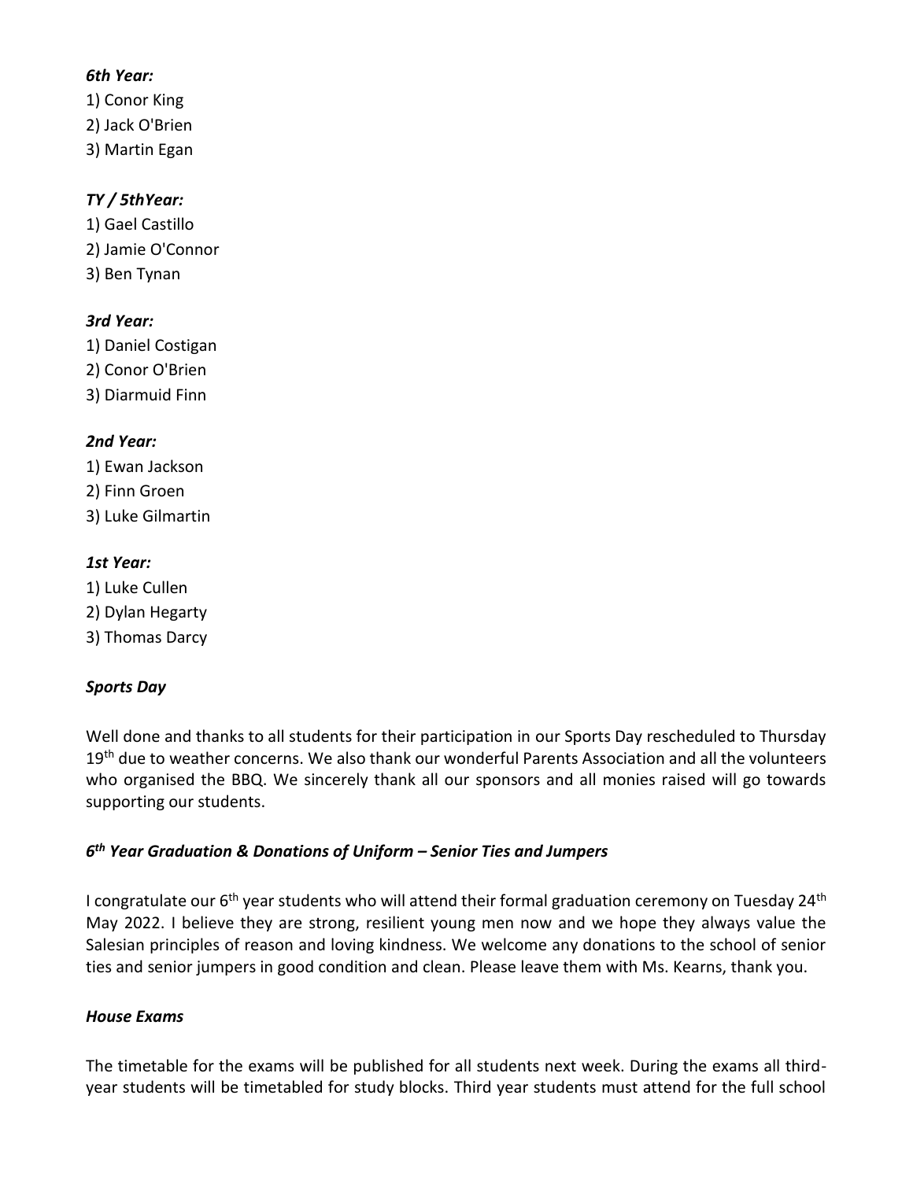***6th Year:***

1) Conor King
2) Jack O'Brien
3) Martin Egan

***TY / 5thYear:***

1) Gael Castillo
2) Jamie O'Connor
3) Ben Tynan

***3rd Year:***

1) Daniel Costigan
2) Conor O'Brien
3) Diarmuid Finn

***2nd Year:***

1) Ewan Jackson
2) Finn Groen
3) Luke Gilmartin

***1st Year:***

1) Luke Cullen
2) Dylan Hegarty
3) Thomas Darcy

***Sports Day***

Well done and thanks to all students for their participation in our Sports Day rescheduled to Thursday 19th due to weather concerns. We also thank our wonderful Parents Association and all the volunteers who organised the BBQ. We sincerely thank all our sponsors and all monies raised will go towards supporting our students.

***6th Year Graduation & Donations of Uniform – Senior Ties and Jumpers***

I congratulate our 6th year students who will attend their formal graduation ceremony on Tuesday 24th May 2022. I believe they are strong, resilient young men now and we hope they always value the Salesian principles of reason and loving kindness. We welcome any donations to the school of senior ties and senior jumpers in good condition and clean. Please leave them with Ms. Kearns, thank you.

***House Exams***

The timetable for the exams will be published for all students next week. During the exams all third-year students will be timetabled for study blocks. Third year students must attend for the full school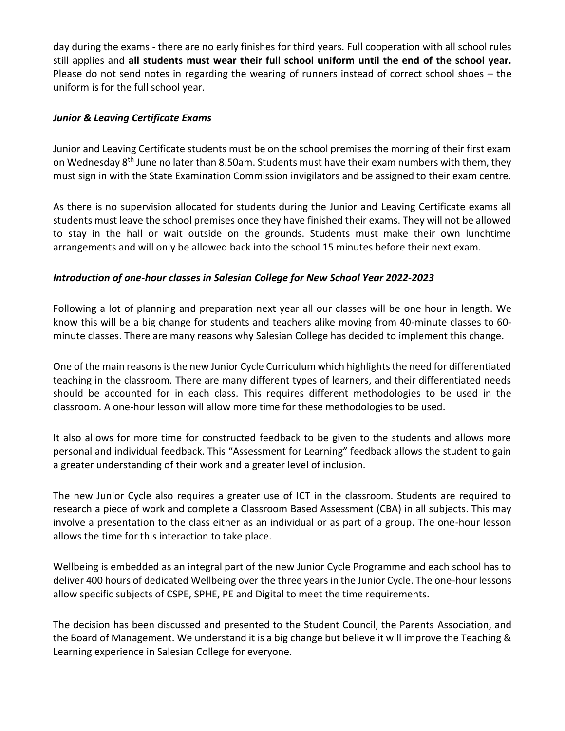day during the exams - there are no early finishes for third years. Full cooperation with all school rules still applies and **all students must wear their full school uniform until the end of the school year.** Please do not send notes in regarding the wearing of runners instead of correct school shoes – the uniform is for the full school year.

***Junior & Leaving Certificate Exams***

Junior and Leaving Certificate students must be on the school premises the morning of their first exam on Wednesday 8th June no later than 8.50am. Students must have their exam numbers with them, they must sign in with the State Examination Commission invigilators and be assigned to their exam centre.

As there is no supervision allocated for students during the Junior and Leaving Certificate exams all students must leave the school premises once they have finished their exams. They will not be allowed to stay in the hall or wait outside on the grounds. Students must make their own lunchtime arrangements and will only be allowed back into the school 15 minutes before their next exam.

***Introduction of one-hour classes in Salesian College for New School Year 2022-2023***

Following a lot of planning and preparation next year all our classes will be one hour in length. We know this will be a big change for students and teachers alike moving from 40-minute classes to 60-minute classes. There are many reasons why Salesian College has decided to implement this change.

One of the main reasons is the new Junior Cycle Curriculum which highlights the need for differentiated teaching in the classroom. There are many different types of learners, and their differentiated needs should be accounted for in each class. This requires different methodologies to be used in the classroom. A one-hour lesson will allow more time for these methodologies to be used.

It also allows for more time for constructed feedback to be given to the students and allows more personal and individual feedback. This "Assessment for Learning" feedback allows the student to gain a greater understanding of their work and a greater level of inclusion.

The new Junior Cycle also requires a greater use of ICT in the classroom. Students are required to research a piece of work and complete a Classroom Based Assessment (CBA) in all subjects. This may involve a presentation to the class either as an individual or as part of a group. The one-hour lesson allows the time for this interaction to take place.

Wellbeing is embedded as an integral part of the new Junior Cycle Programme and each school has to deliver 400 hours of dedicated Wellbeing over the three years in the Junior Cycle. The one-hour lessons allow specific subjects of CSPE, SPHE, PE and Digital to meet the time requirements.

The decision has been discussed and presented to the Student Council, the Parents Association, and the Board of Management. We understand it is a big change but believe it will improve the Teaching & Learning experience in Salesian College for everyone.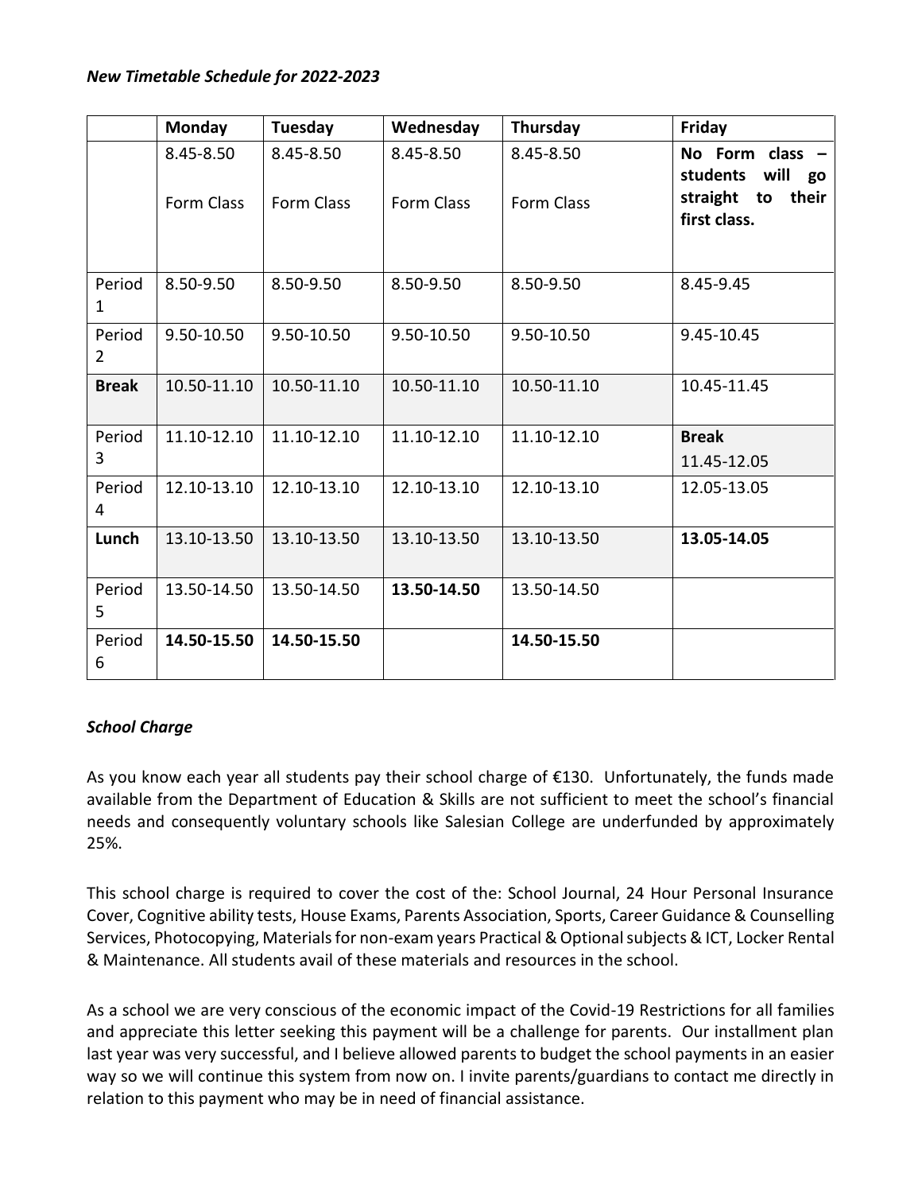***New Timetable Schedule for 2022-2023***

| | **Monday** | **Tuesday** | **Wednesday** | **Thursday** | **Friday** |
|---|---|---|---|---|---|
| | 8.45-8.50 Form Class | 8.45-8.50 Form Class | 8.45-8.50 Form Class | 8.45-8.50 Form Class | **No Form class – students will go straight to their first class.** |
| Period 1 | 8.50-9.50 | 8.50-9.50 | 8.50-9.50 | 8.50-9.50 | 8.45-9.45 |
| Period 2 | 9.50-10.50 | 9.50-10.50 | 9.50-10.50 | 9.50-10.50 | 9.45-10.45 |
| **Break** | 10.50-11.10 | 10.50-11.10 | 10.50-11.10 | 10.50-11.10 | 10.45-11.45 |
| Period 3 | 11.10-12.10 | 11.10-12.10 | 11.10-12.10 | 11.10-12.10 | **Break** 11.45-12.05 |
| Period 4 | 12.10-13.10 | 12.10-13.10 | 12.10-13.10 | 12.10-13.10 | 12.05-13.05 |
| **Lunch** | 13.10-13.50 | 13.10-13.50 | 13.10-13.50 | 13.10-13.50 | **13.05-14.05** |
| Period 5 | 13.50-14.50 | 13.50-14.50 | **13.50-14.50** | 13.50-14.50 | |
| Period 6 | **14.50-15.50** | **14.50-15.50** | | **14.50-15.50** | |

***School Charge***

As you know each year all students pay their school charge of €130. Unfortunately, the funds made available from the Department of Education & Skills are not sufficient to meet the school's financial needs and consequently voluntary schools like Salesian College are underfunded by approximately 25%.

This school charge is required to cover the cost of the: School Journal, 24 Hour Personal Insurance Cover, Cognitive ability tests, House Exams, Parents Association, Sports, Career Guidance & Counselling Services, Photocopying, Materials for non-exam years Practical & Optional subjects & ICT, Locker Rental & Maintenance. All students avail of these materials and resources in the school.

As a school we are very conscious of the economic impact of the Covid-19 Restrictions for all families and appreciate this letter seeking this payment will be a challenge for parents. Our installment plan last year was very successful, and I believe allowed parents to budget the school payments in an easier way so we will continue this system from now on. I invite parents/guardians to contact me directly in relation to this payment who may be in need of financial assistance.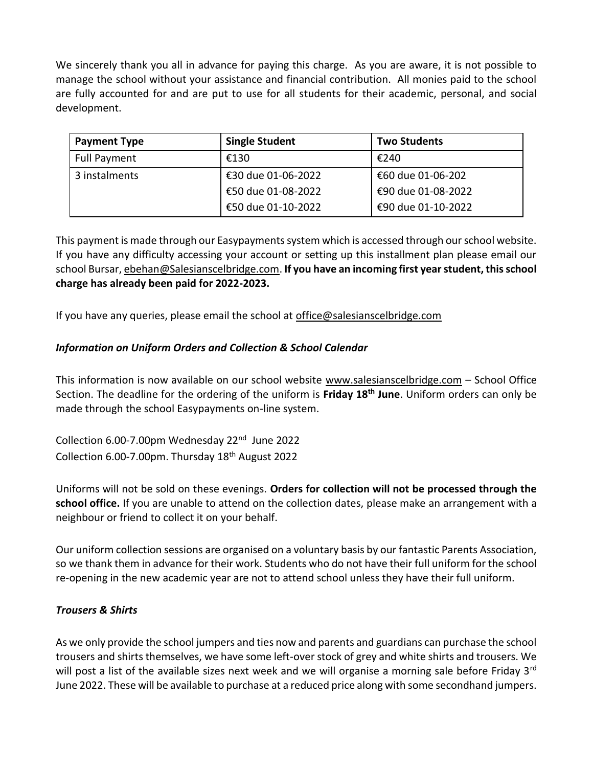We sincerely thank you all in advance for paying this charge. As you are aware, it is not possible to manage the school without your assistance and financial contribution. All monies paid to the school are fully accounted for and are put to use for all students for their academic, personal, and social development.

| Payment Type | Single Student | Two Students |
|---|---|---|
| Full Payment | €130 | €240 |
| 3 instalments | €30 due 01-06-2022<br>€50 due 01-08-2022<br>€50 due 01-10-2022 | €60 due 01-06-202<br>€90 due 01-08-2022<br>€90 due 01-10-2022 |

This payment is made through our Easypayments system which is accessed through our school website. If you have any difficulty accessing your account or setting up this installment plan please email our school Bursar, ebehan@Salesianscelbridge.com. **If you have an incoming first year student, this school charge has already been paid for 2022-2023.**

If you have any queries, please email the school at office@salesianscelbridge.com

### *Information on Uniform Orders and Collection & School Calendar*

This information is now available on our school website www.salesianscelbridge.com – School Office Section. The deadline for the ordering of the uniform is **Friday 18th June**. Uniform orders can only be made through the school Easypayments on-line system.

Collection 6.00-7.00pm Wednesday 22nd June 2022
Collection 6.00-7.00pm. Thursday 18th August 2022

Uniforms will not be sold on these evenings. **Orders for collection will not be processed through the school office.** If you are unable to attend on the collection dates, please make an arrangement with a neighbour or friend to collect it on your behalf.

Our uniform collection sessions are organised on a voluntary basis by our fantastic Parents Association, so we thank them in advance for their work. Students who do not have their full uniform for the school re-opening in the new academic year are not to attend school unless they have their full uniform.

### *Trousers & Shirts*

As we only provide the school jumpers and ties now and parents and guardians can purchase the school trousers and shirts themselves, we have some left-over stock of grey and white shirts and trousers. We will post a list of the available sizes next week and we will organise a morning sale before Friday 3rd June 2022. These will be available to purchase at a reduced price along with some secondhand jumpers.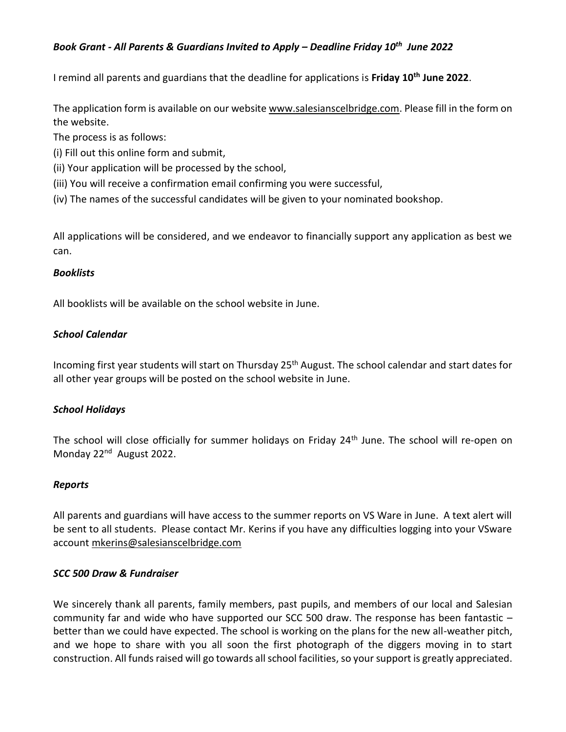### *Book Grant - All Parents & Guardians Invited to Apply – Deadline Friday 10th June 2022*

I remind all parents and guardians that the deadline for applications is **Friday 10th June 2022**.

The application form is available on our website www.salesianscelbridge.com. Please fill in the form on the website.

The process is as follows:

(i) Fill out this online form and submit,

(ii) Your application will be processed by the school,

(iii) You will receive a confirmation email confirming you were successful,

(iv) The names of the successful candidates will be given to your nominated bookshop.

All applications will be considered, and we endeavor to financially support any application as best we can.

### *Booklists*

All booklists will be available on the school website in June.

### *School Calendar*

Incoming first year students will start on Thursday 25th August. The school calendar and start dates for all other year groups will be posted on the school website in June.

### *School Holidays*

The school will close officially for summer holidays on Friday 24th June. The school will re-open on Monday 22nd August 2022.

### *Reports*

All parents and guardians will have access to the summer reports on VS Ware in June. A text alert will be sent to all students. Please contact Mr. Kerins if you have any difficulties logging into your VSware account mkerins@salesianscelbridge.com

### *SCC 500 Draw & Fundraiser*

We sincerely thank all parents, family members, past pupils, and members of our local and Salesian community far and wide who have supported our SCC 500 draw. The response has been fantastic – better than we could have expected. The school is working on the plans for the new all-weather pitch, and we hope to share with you all soon the first photograph of the diggers moving in to start construction. All funds raised will go towards all school facilities, so your support is greatly appreciated.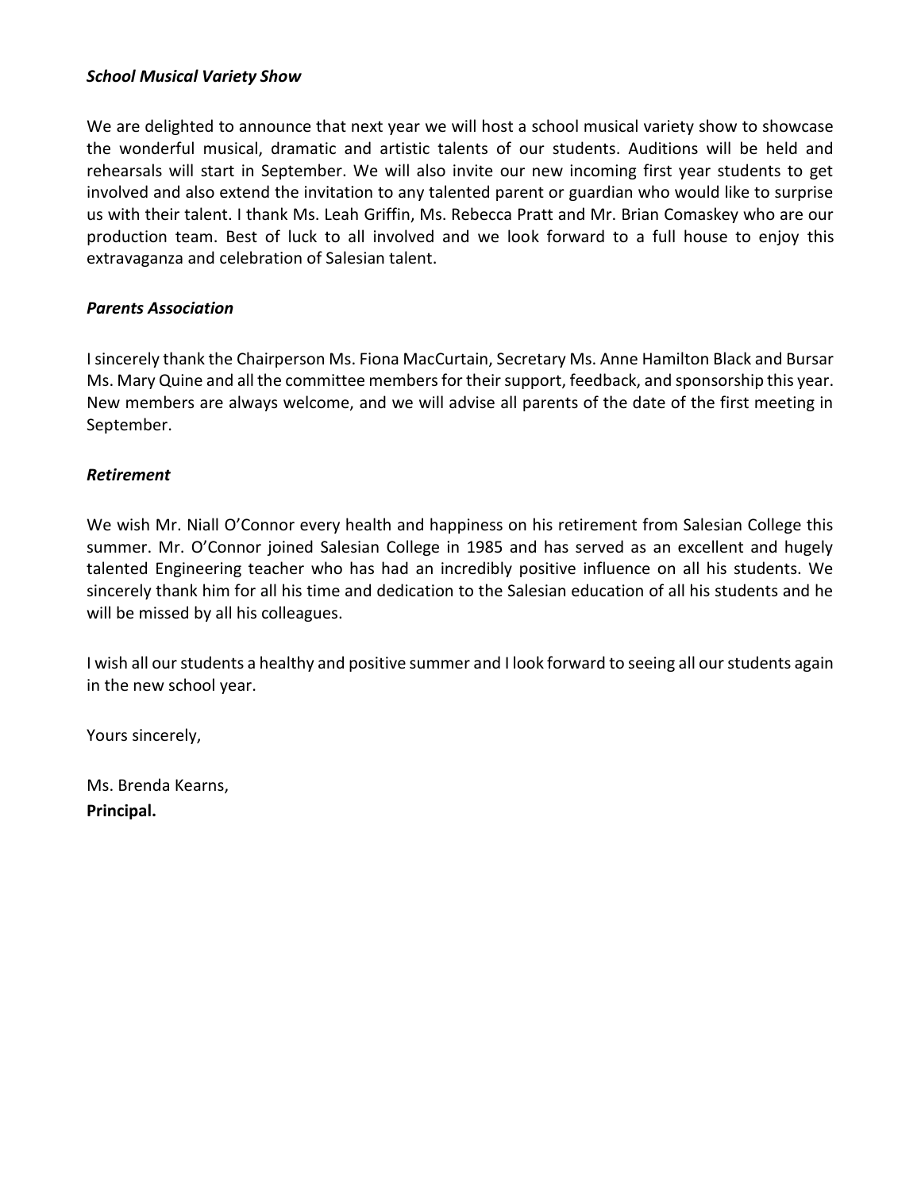***School Musical Variety Show***

We are delighted to announce that next year we will host a school musical variety show to showcase the wonderful musical, dramatic and artistic talents of our students. Auditions will be held and rehearsals will start in September. We will also invite our new incoming first year students to get involved and also extend the invitation to any talented parent or guardian who would like to surprise us with their talent. I thank Ms. Leah Griffin, Ms. Rebecca Pratt and Mr. Brian Comaskey who are our production team. Best of luck to all involved and we look forward to a full house to enjoy this extravaganza and celebration of Salesian talent.

***Parents Association***

I sincerely thank the Chairperson Ms. Fiona MacCurtain, Secretary Ms. Anne Hamilton Black and Bursar Ms. Mary Quine and all the committee members for their support, feedback, and sponsorship this year. New members are always welcome, and we will advise all parents of the date of the first meeting in September.

***Retirement***

We wish Mr. Niall O'Connor every health and happiness on his retirement from Salesian College this summer. Mr. O'Connor joined Salesian College in 1985 and has served as an excellent and hugely talented Engineering teacher who has had an incredibly positive influence on all his students. We sincerely thank him for all his time and dedication to the Salesian education of all his students and he will be missed by all his colleagues.

I wish all our students a healthy and positive summer and I look forward to seeing all our students again in the new school year.

Yours sincerely,

Ms. Brenda Kearns,
**Principal.**